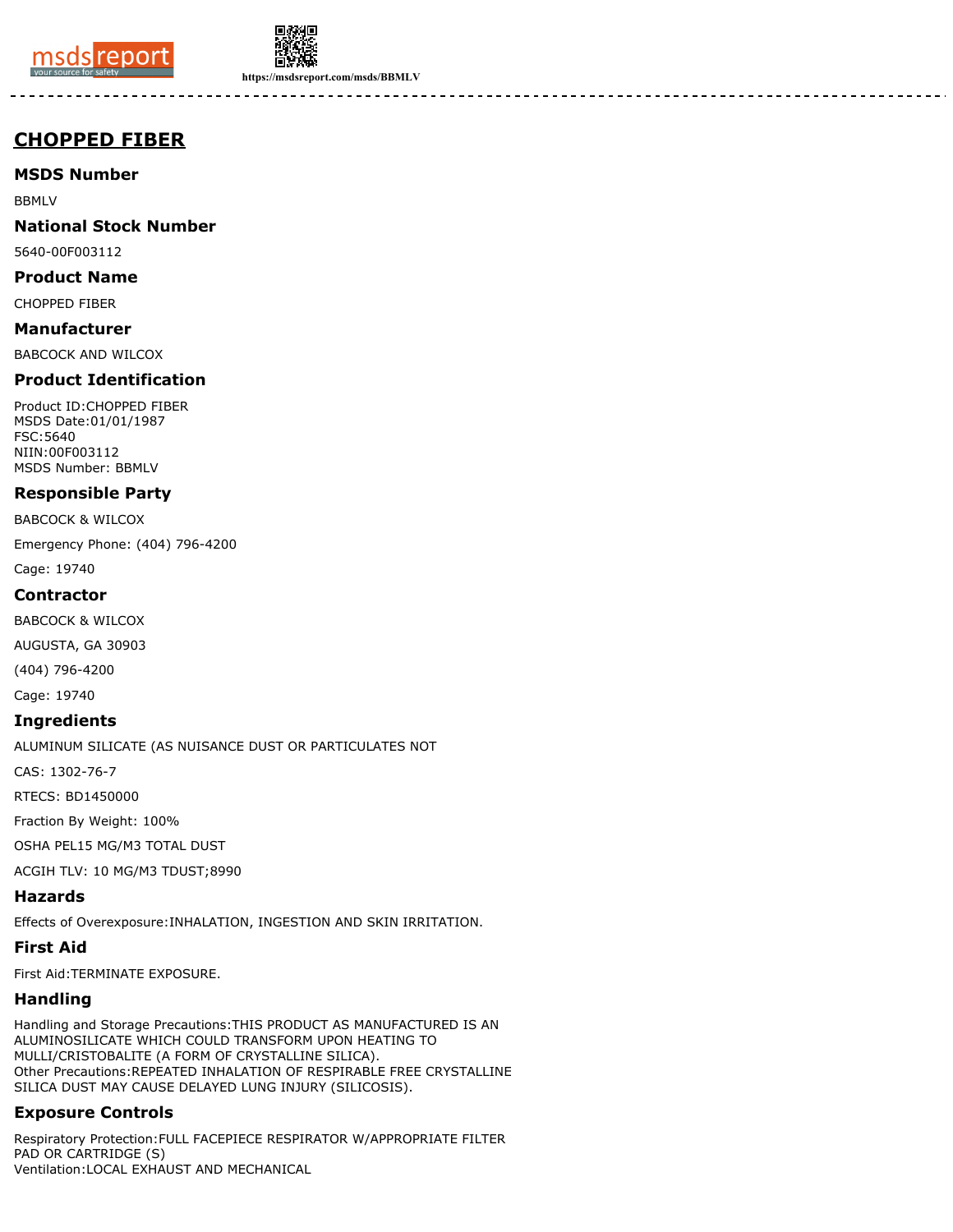# CHOPPED FIBER

## MSDS Number

BBMLV

## National Stock Number

5640-00F003112

## Product Name

CHOPPED FIBER

## Manufacturer

BABCOCK AND WILCOX

## Product Identification

Product ID:CHOPPED FIBER
MSDS Date:01/01/1987
FSC:5640
NIIN:00F003112
MSDS Number: BBMLV

## Responsible Party

BABCOCK & WILCOX

Emergency Phone: (404) 796-4200

Cage: 19740

## Contractor

BABCOCK & WILCOX

AUGUSTA, GA 30903

(404) 796-4200

Cage: 19740

## Ingredients

ALUMINUM SILICATE (AS NUISANCE DUST OR PARTICULATES NOT

CAS: 1302-76-7

RTECS: BD1450000

Fraction By Weight: 100%

OSHA PEL15 MG/M3 TOTAL DUST

ACGIH TLV: 10 MG/M3 TDUST;8990

## Hazards

Effects of Overexposure:INHALATION, INGESTION AND SKIN IRRITATION.

## First Aid

First Aid:TERMINATE EXPOSURE.

## Handling

Handling and Storage Precautions:THIS PRODUCT AS MANUFACTURED IS AN ALUMINOSILICATE WHICH COULD TRANSFORM UPON HEATING TO MULLI/CRISTOBALITE (A FORM OF CRYSTALLINE SILICA).
Other Precautions:REPEATED INHALATION OF RESPIRABLE FREE CRYSTALLINE SILICA DUST MAY CAUSE DELAYED LUNG INJURY (SILICOSIS).

## Exposure Controls

Respiratory Protection:FULL FACEPIECE RESPIRATOR W/APPROPRIATE FILTER PAD OR CARTRIDGE (S)
Ventilation:LOCAL EXHAUST AND MECHANICAL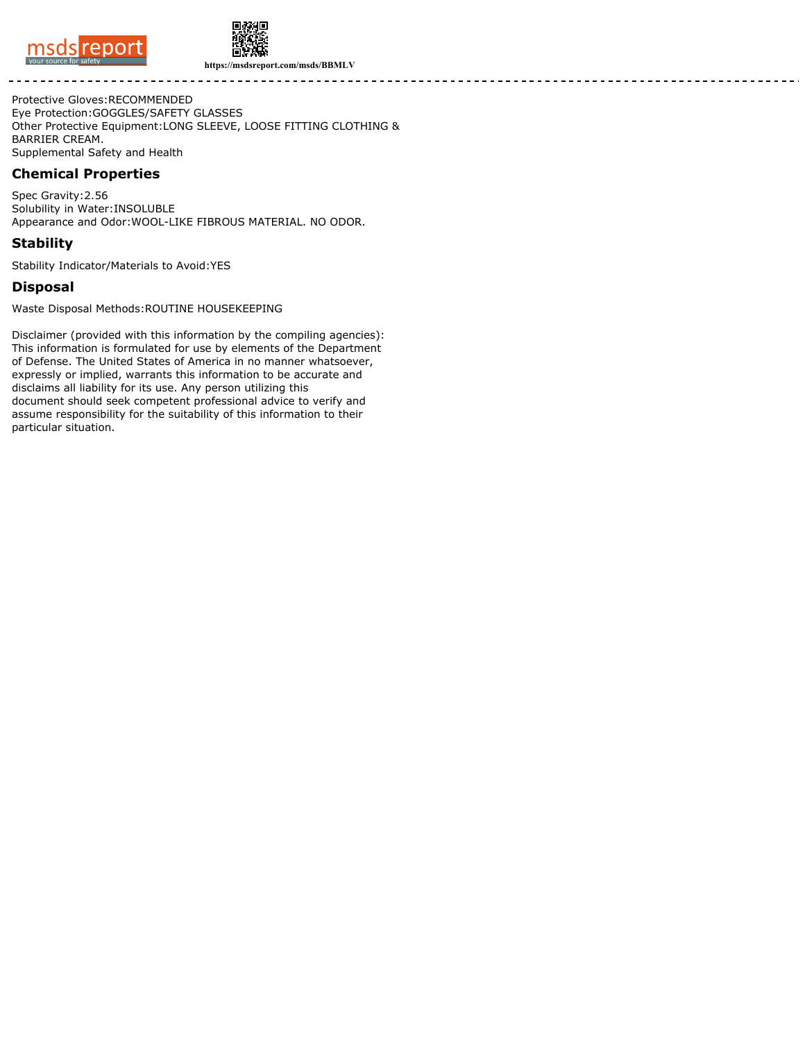Protective Gloves:RECOMMENDED
Eye Protection:GOGGLES/SAFETY GLASSES
Other Protective Equipment:LONG SLEEVE, LOOSE FITTING CLOTHING & BARRIER CREAM.
Supplemental Safety and Health

## Chemical Properties

Spec Gravity:2.56
Solubility in Water:INSOLUBLE
Appearance and Odor:WOOL-LIKE FIBROUS MATERIAL. NO ODOR.

## Stability

Stability Indicator/Materials to Avoid:YES

## Disposal

Waste Disposal Methods:ROUTINE HOUSEKEEPING

Disclaimer (provided with this information by the compiling agencies): This information is formulated for use by elements of the Department of Defense. The United States of America in no manner whatsoever, expressly or implied, warrants this information to be accurate and disclaims all liability for its use. Any person utilizing this document should seek competent professional advice to verify and assume responsibility for the suitability of this information to their particular situation.